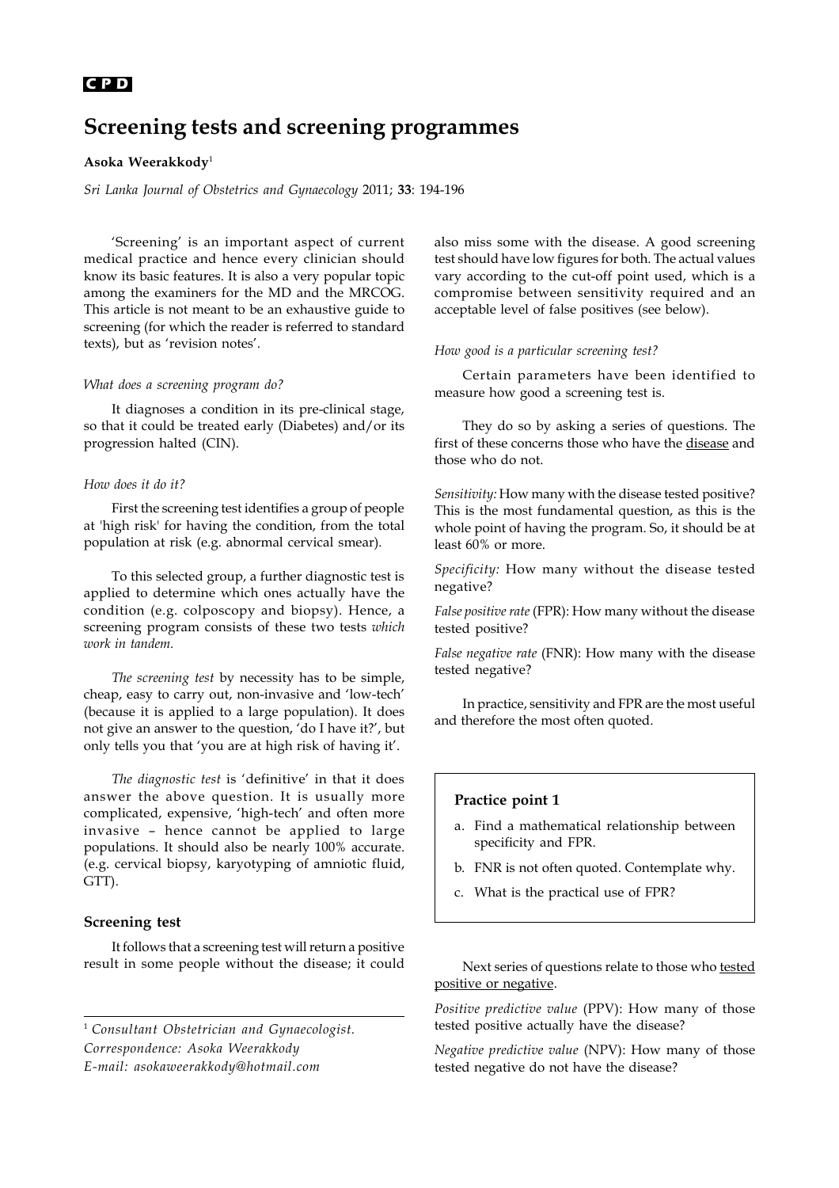CPD

# Screening tests and screening programmes

**Asoka Weerakkody**[1]

*Sri Lanka Journal of Obstetrics and Gynaecology* 2011; **33**: 194-196

'Screening' is an important aspect of current medical practice and hence every clinician should know its basic features. It is also a very popular topic among the examiners for the MD and the MRCOG. This article is not meant to be an exhaustive guide to screening (for which the reader is referred to standard texts), but as 'revision notes'.

*What does a screening program do?*

It diagnoses a condition in its pre-clinical stage, so that it could be treated early (Diabetes) and/or its progression halted (CIN).

*How does it do it?*

First the screening test identifies a group of people at 'high risk' for having the condition, from the total population at risk (e.g. abnormal cervical smear).

To this selected group, a further diagnostic test is applied to determine which ones actually have the condition (e.g. colposcopy and biopsy). Hence, a screening program consists of these two tests *which work in tandem*.

*The screening test* by necessity has to be simple, cheap, easy to carry out, non-invasive and 'low-tech' (because it is applied to a large population). It does not give an answer to the question, 'do I have it?', but only tells you that 'you are at high risk of having it'.

*The diagnostic test* is 'definitive' in that it does answer the above question. It is usually more complicated, expensive, 'high-tech' and often more invasive – hence cannot be applied to large populations. It should also be nearly 100% accurate. (e.g. cervical biopsy, karyotyping of amniotic fluid, GTT).

## Screening test

It follows that a screening test will return a positive result in some people without the disease; it could also miss some with the disease. A good screening test should have low figures for both. The actual values vary according to the cut-off point used, which is a compromise between sensitivity required and an acceptable level of false positives (see below).

*How good is a particular screening test?*

Certain parameters have been identified to measure how good a screening test is.

They do so by asking a series of questions. The first of these concerns those who have the <u>disease</u> and those who do not.

*Sensitivity:* How many with the disease tested positive? This is the most fundamental question, as this is the whole point of having the program. So, it should be at least 60% or more.

*Specificity:* How many without the disease tested negative?

*False positive rate* (FPR): How many without the disease tested positive?

*False negative rate* (FNR): How many with the disease tested negative?

In practice, sensitivity and FPR are the most useful and therefore the most often quoted.

> **Practice point 1**
>
> a. Find a mathematical relationship between specificity and FPR.
> b. FNR is not often quoted. Contemplate why.
> c. What is the practical use of FPR?

Next series of questions relate to those who <u>tested positive or negative</u>.

*Positive predictive value* (PPV): How many of those tested positive actually have the disease?

*Negative predictive value* (NPV): How many of those tested negative do not have the disease?

---

[1] *Consultant Obstetrician and Gynaecologist.*
*Correspondence: Asoka Weerakkody*
*E-mail: asokaweerakkody@hotmail.com*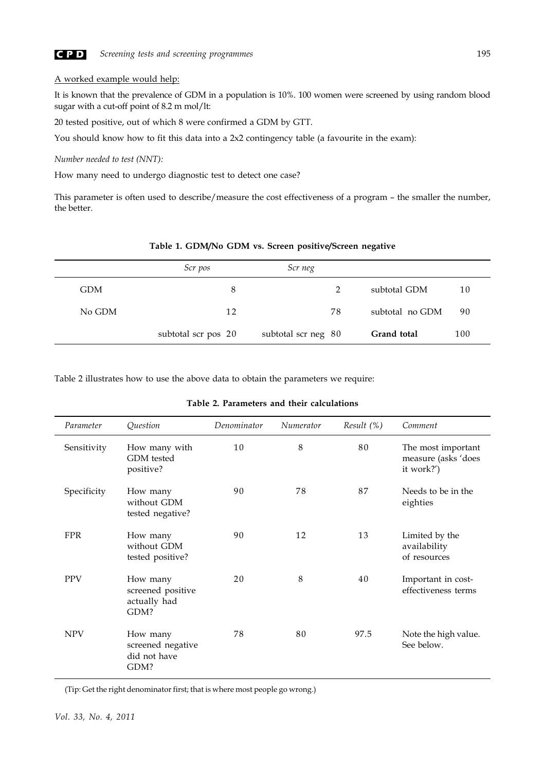A worked example would help:

It is known that the prevalence of GDM in a population is 10%. 100 women were screened by using random blood sugar with a cut-off point of 8.2 m mol/lt:

20 tested positive, out of which 8 were confirmed a GDM by GTT.

You should know how to fit this data into a 2x2 contingency table (a favourite in the exam):

*Number needed to test (NNT):*

How many need to undergo diagnostic test to detect one case?

This parameter is often used to describe/measure the cost effectiveness of a program – the smaller the number, the better.

**Table 1. GDM/No GDM vs. Screen positive/Screen negative**

| | *Scr pos* | *Scr neg* | | |
|---|---|---|---|---|
| GDM | 8 | 2 | subtotal GDM | 10 |
| No GDM | 12 | 78 | subtotal no GDM | 90 |
| | subtotal scr pos 20 | subtotal scr neg 80 | **Grand total** | 100 |

Table 2 illustrates how to use the above data to obtain the parameters we require:

**Table 2. Parameters and their calculations**

| *Parameter* | *Question* | *Denominator* | *Numerator* | *Result (%)* | *Comment* |
|---|---|---|---|---|---|
| Sensitivity | How many with GDM tested positive? | 10 | 8 | 80 | The most important measure (asks 'does it work?') |
| Specificity | How many without GDM tested negative? | 90 | 78 | 87 | Needs to be in the eighties |
| FPR | How many without GDM tested positive? | 90 | 12 | 13 | Limited by the availability of resources |
| PPV | How many screened positive actually had GDM? | 20 | 8 | 40 | Important in cost-effectiveness terms |
| NPV | How many screened negative did not have GDM? | 78 | 80 | 97.5 | Note the high value. See below. |

(Tip: Get the right denominator first; that is where most people go wrong.)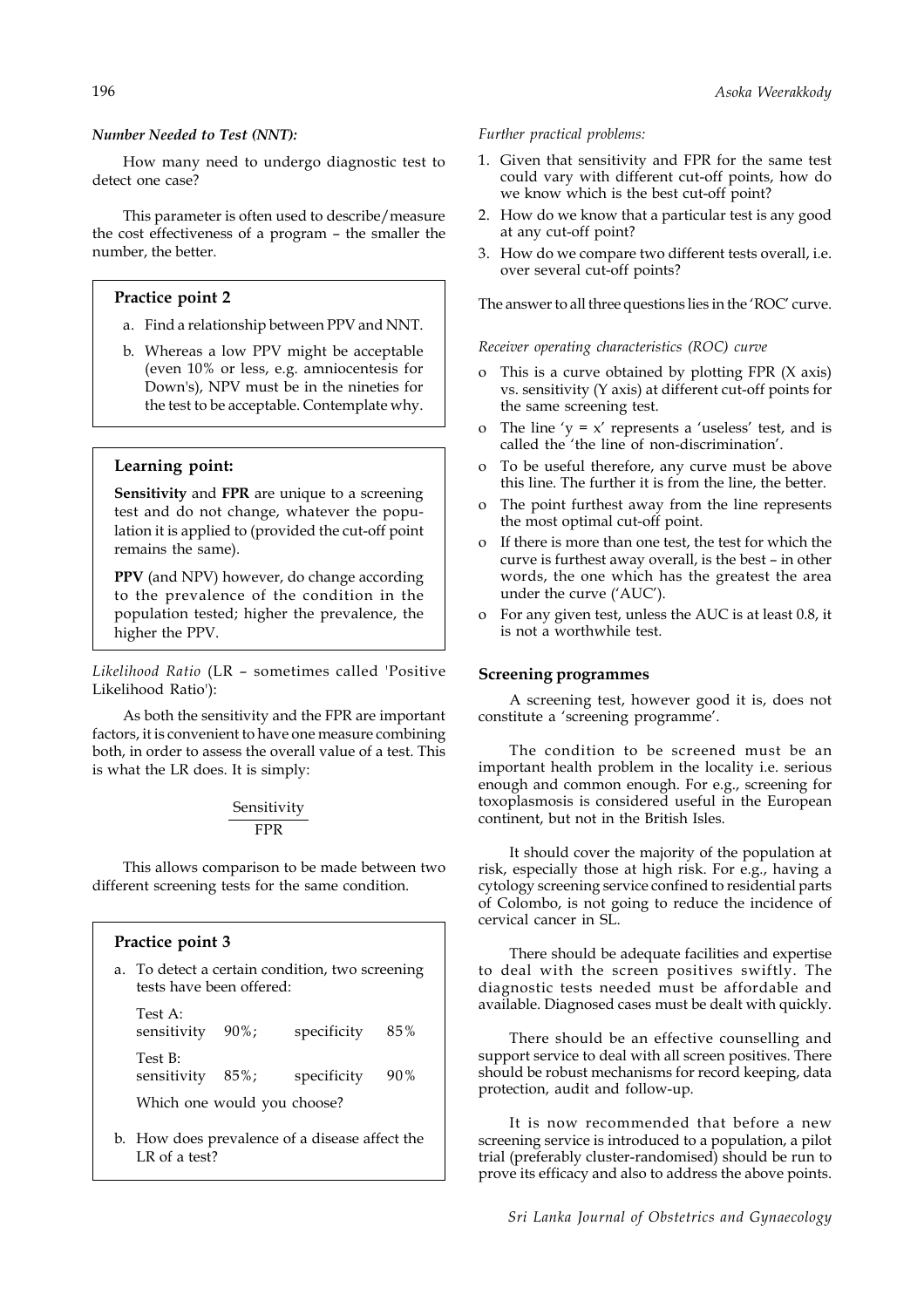***Number Needed to Test (NNT):***

How many need to undergo diagnostic test to detect one case?

This parameter is often used to describe/measure the cost effectiveness of a program – the smaller the number, the better.

> **Practice point 2**
>
> a. Find a relationship between PPV and NNT.
>
> b. Whereas a low PPV might be acceptable (even 10% or less, e.g. amniocentesis for Down's), NPV must be in the nineties for the test to be acceptable. Contemplate why.

> **Learning point:**
>
> **Sensitivity** and **FPR** are unique to a screening test and do not change, whatever the population it is applied to (provided the cut-off point remains the same).
>
> **PPV** (and NPV) however, do change according to the prevalence of the condition in the population tested; higher the prevalence, the higher the PPV.

*Likelihood Ratio* (LR – sometimes called 'Positive Likelihood Ratio'):

As both the sensitivity and the FPR are important factors, it is convenient to have one measure combining both, in order to assess the overall value of a test. This is what the LR does. It is simply:

$$\frac{\text{Sensitivity}}{\text{FPR}}$$

This allows comparison to be made between two different screening tests for the same condition.

> **Practice point 3**
>
> a. To detect a certain condition, two screening tests have been offered:
>
> Test A:
> sensitivity 90%; specificity 85%
>
> Test B:
> sensitivity 85%; specificity 90%
>
> Which one would you choose?
>
> b. How does prevalence of a disease affect the LR of a test?

*Further practical problems:*

1. Given that sensitivity and FPR for the same test could vary with different cut-off points, how do we know which is the best cut-off point?
2. How do we know that a particular test is any good at any cut-off point?
3. How do we compare two different tests overall, i.e. over several cut-off points?

The answer to all three questions lies in the 'ROC' curve.

*Receiver operating characteristics (ROC) curve*

- This is a curve obtained by plotting FPR (X axis) vs. sensitivity (Y axis) at different cut-off points for the same screening test.
- The line 'y = x' represents a 'useless' test, and is called the 'the line of non-discrimination'.
- To be useful therefore, any curve must be above this line. The further it is from the line, the better.
- The point furthest away from the line represents the most optimal cut-off point.
- If there is more than one test, the test for which the curve is furthest away overall, is the best – in other words, the one which has the greatest the area under the curve ('AUC').
- For any given test, unless the AUC is at least 0.8, it is not a worthwhile test.

## Screening programmes

A screening test, however good it is, does not constitute a 'screening programme'.

The condition to be screened must be an important health problem in the locality i.e. serious enough and common enough. For e.g., screening for toxoplasmosis is considered useful in the European continent, but not in the British Isles.

It should cover the majority of the population at risk, especially those at high risk. For e.g., having a cytology screening service confined to residential parts of Colombo, is not going to reduce the incidence of cervical cancer in SL.

There should be adequate facilities and expertise to deal with the screen positives swiftly. The diagnostic tests needed must be affordable and available. Diagnosed cases must be dealt with quickly.

There should be an effective counselling and support service to deal with all screen positives. There should be robust mechanisms for record keeping, data protection, audit and follow-up.

It is now recommended that before a new screening service is introduced to a population, a pilot trial (preferably cluster-randomised) should be run to prove its efficacy and also to address the above points.